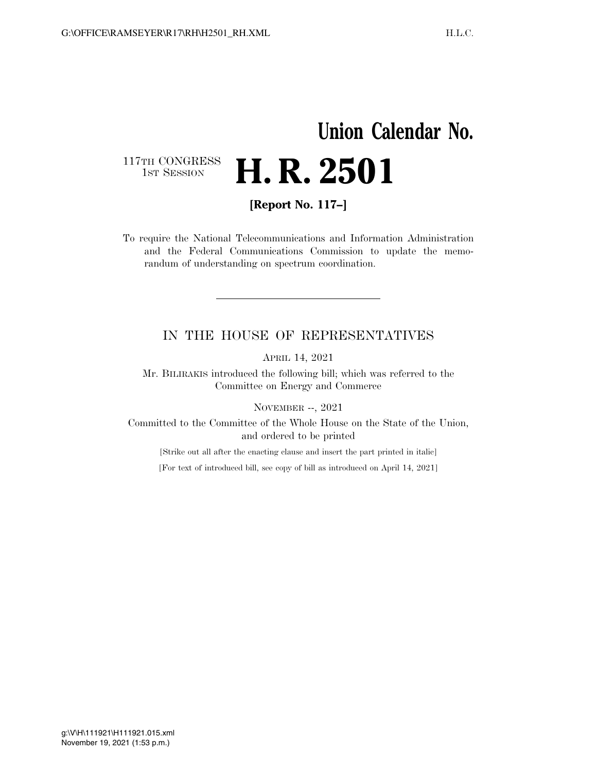# Union Calendar No.

117TH CONGRESS
1ST SESSION

# H. R. 2501

**[Report No. 117–]**

To require the National Telecommunications and Information Administration and the Federal Communications Commission to update the memorandum of understanding on spectrum coordination.

---

IN THE HOUSE OF REPRESENTATIVES

APRIL 14, 2021

Mr. BILIRAKIS introduced the following bill; which was referred to the Committee on Energy and Commerce

NOVEMBER --, 2021

Committed to the Committee of the Whole House on the State of the Union, and ordered to be printed

[Strike out all after the enacting clause and insert the part printed in italic]

[For text of introduced bill, see copy of bill as introduced on April 14, 2021]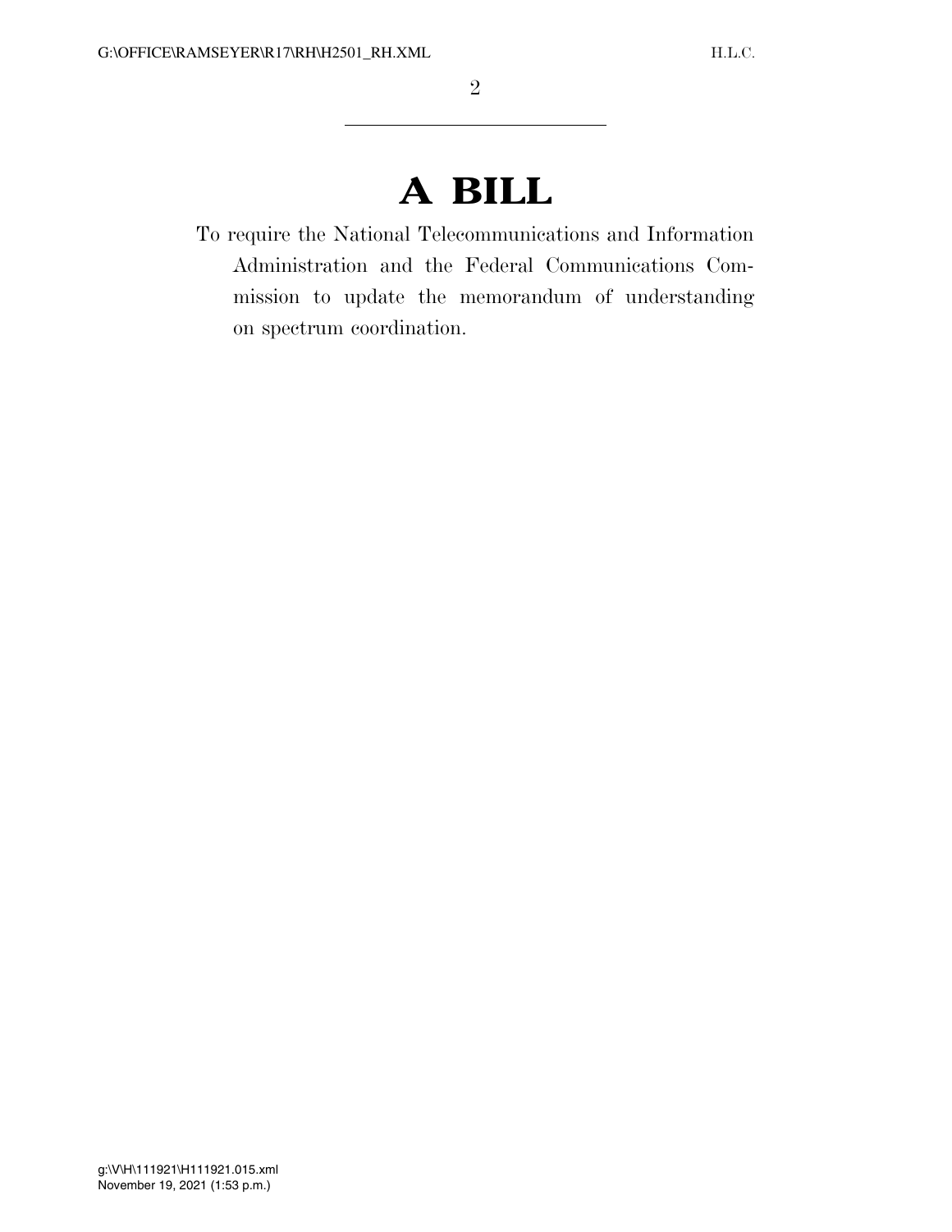# A BILL

To require the National Telecommunications and Information Administration and the Federal Communications Commission to update the memorandum of understanding on spectrum coordination.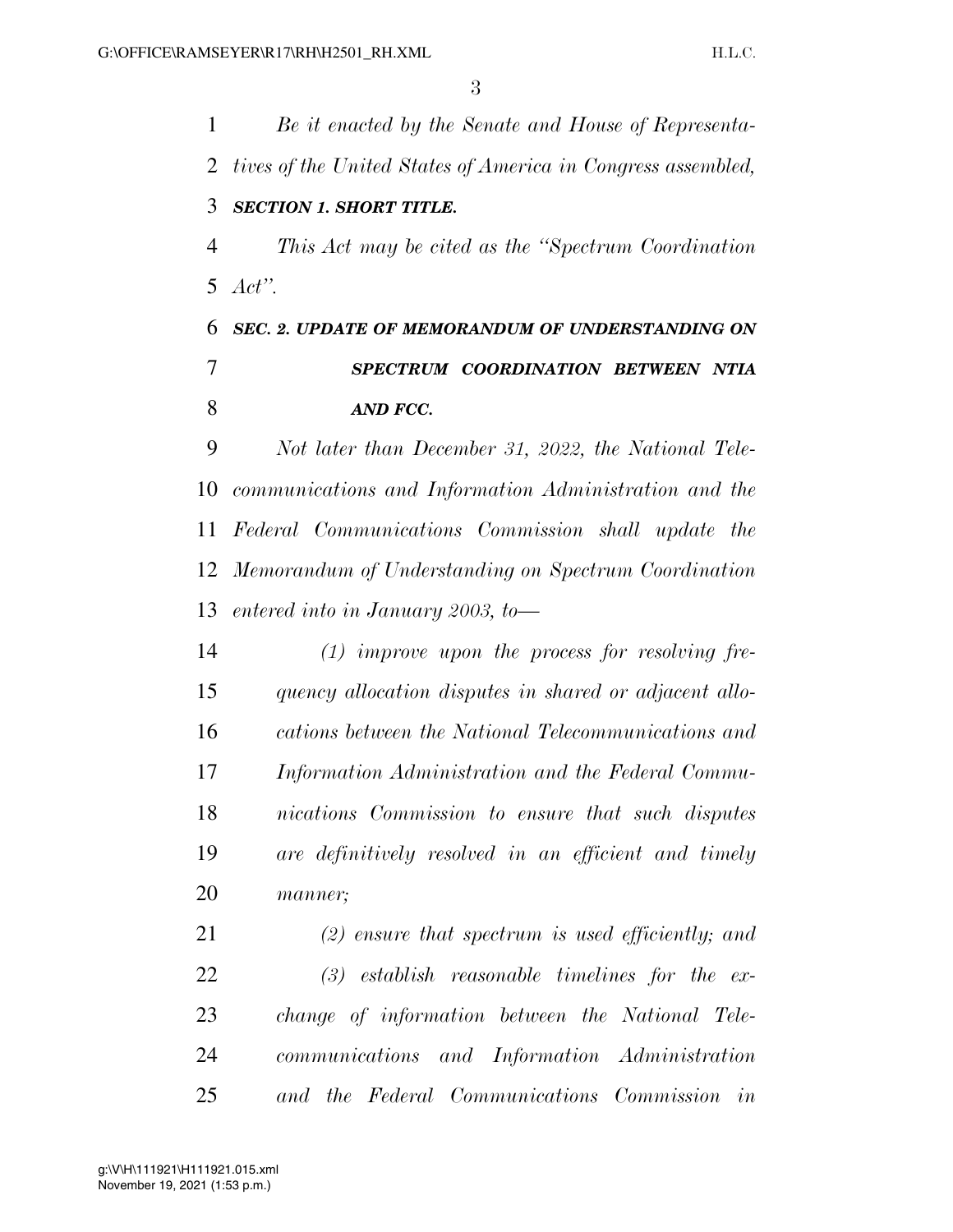*Be it enacted by the Senate and House of Representatives of the United States of America in Congress assembled,*

***SECTION 1. SHORT TITLE.***

*This Act may be cited as the "Spectrum Coordination Act".*

***SEC. 2. UPDATE OF MEMORANDUM OF UNDERSTANDING ON SPECTRUM COORDINATION BETWEEN NTIA AND FCC.***

*Not later than December 31, 2022, the National Telecommunications and Information Administration and the Federal Communications Commission shall update the Memorandum of Understanding on Spectrum Coordination entered into in January 2003, to—*

*(1) improve upon the process for resolving frequency allocation disputes in shared or adjacent allocations between the National Telecommunications and Information Administration and the Federal Communications Commission to ensure that such disputes are definitively resolved in an efficient and timely manner;*

*(2) ensure that spectrum is used efficiently; and*

*(3) establish reasonable timelines for the exchange of information between the National Telecommunications and Information Administration and the Federal Communications Commission in*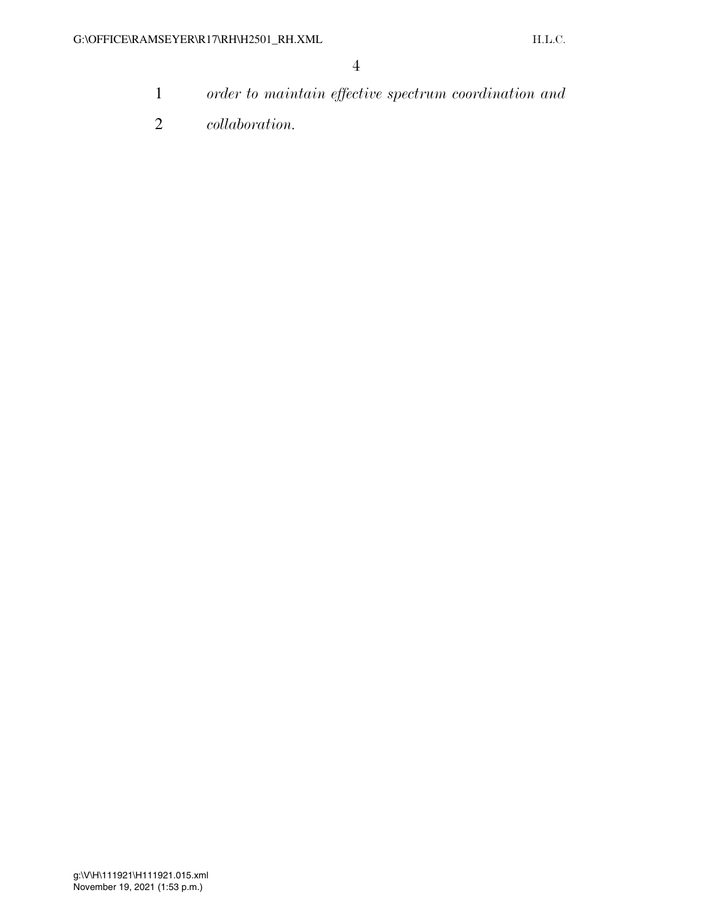*order to maintain effective spectrum coordination and collaboration.*